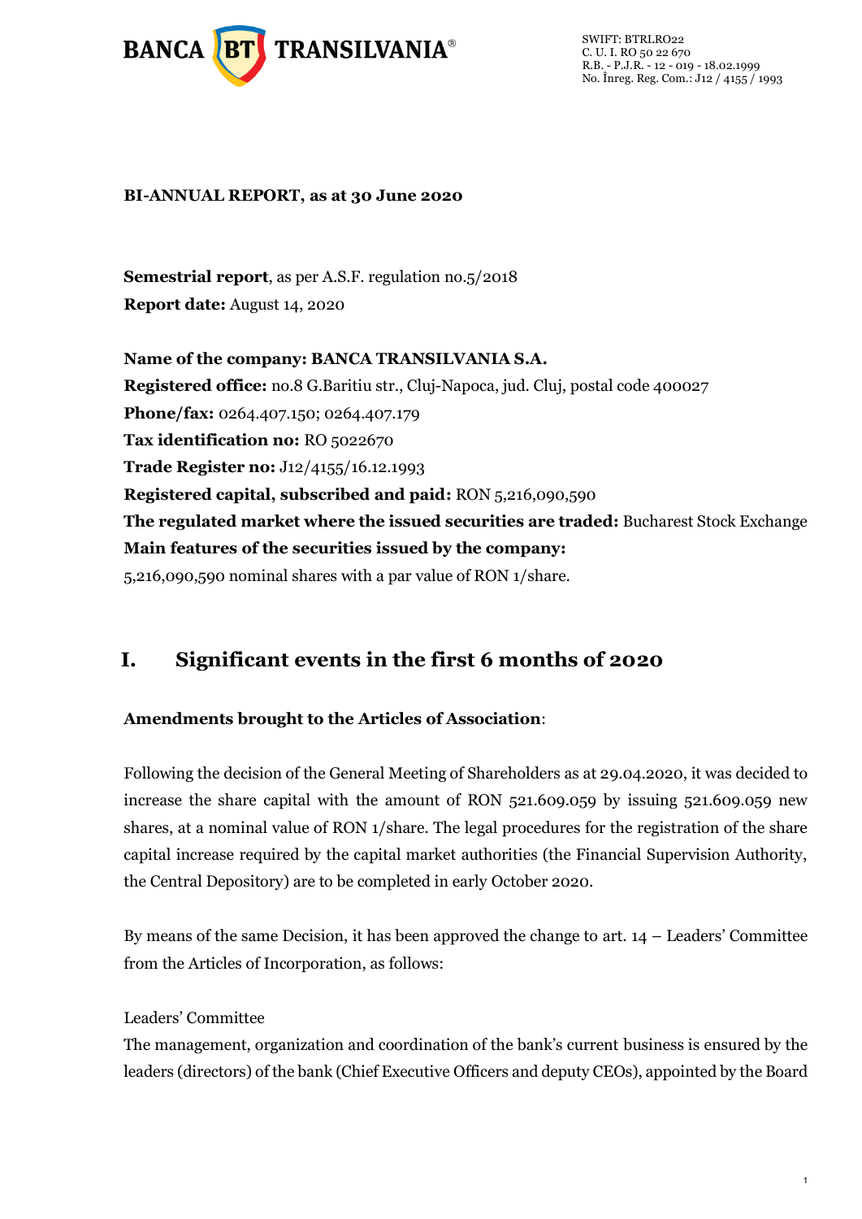BANCA BT TRANSILVANIA®

SWIFT: BTRLRO22
C. U. I. RO 50 22 670
R.B. - P.J.R. - 12 - 019 - 18.02.1999
No. Înreg. Reg. Com.: J12 / 4155 / 1993

**BI-ANNUAL REPORT, as at 30 June 2020**

**Semestrial report**, as per A.S.F. regulation no.5/2018
**Report date:** August 14, 2020

**Name of the company: BANCA TRANSILVANIA S.A.**
**Registered office:** no.8 G.Baritiu str., Cluj-Napoca, jud. Cluj, postal code 400027
**Phone/fax:** 0264.407.150; 0264.407.179
**Tax identification no:** RO 5022670
**Trade Register no:** J12/4155/16.12.1993
**Registered capital, subscribed and paid:** RON 5,216,090,590
**The regulated market where the issued securities are traded:** Bucharest Stock Exchange
**Main features of the securities issued by the company:**
5,216,090,590 nominal shares with a par value of RON 1/share.

# I. Significant events in the first 6 months of 2020

**Amendments brought to the Articles of Association**:

Following the decision of the General Meeting of Shareholders as at 29.04.2020, it was decided to increase the share capital with the amount of RON 521.609.059 by issuing 521.609.059 new shares, at a nominal value of RON 1/share. The legal procedures for the registration of the share capital increase required by the capital market authorities (the Financial Supervision Authority, the Central Depository) are to be completed in early October 2020.

By means of the same Decision, it has been approved the change to art. 14 – Leaders' Committee from the Articles of Incorporation, as follows:

Leaders' Committee
The management, organization and coordination of the bank's current business is ensured by the leaders (directors) of the bank (Chief Executive Officers and deputy CEOs), appointed by the Board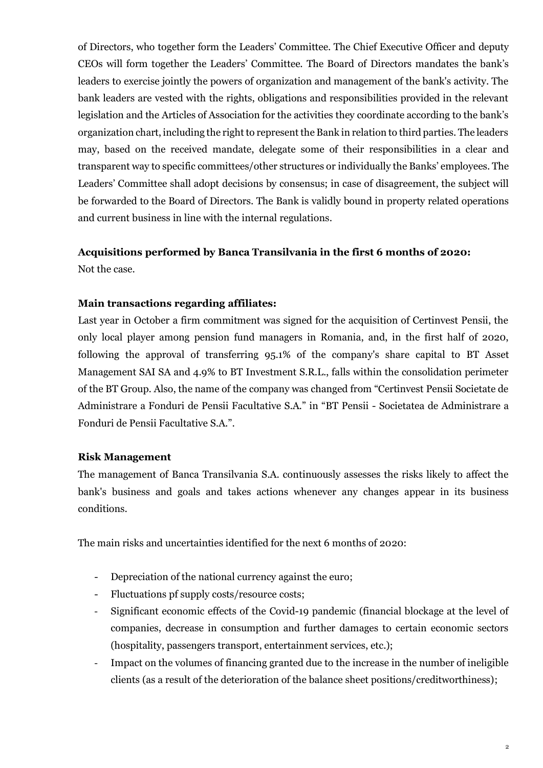of Directors, who together form the Leaders' Committee. The Chief Executive Officer and deputy CEOs will form together the Leaders' Committee. The Board of Directors mandates the bank's leaders to exercise jointly the powers of organization and management of the bank's activity. The bank leaders are vested with the rights, obligations and responsibilities provided in the relevant legislation and the Articles of Association for the activities they coordinate according to the bank's organization chart, including the right to represent the Bank in relation to third parties. The leaders may, based on the received mandate, delegate some of their responsibilities in a clear and transparent way to specific committees/other structures or individually the Banks' employees. The Leaders' Committee shall adopt decisions by consensus; in case of disagreement, the subject will be forwarded to the Board of Directors. The Bank is validly bound in property related operations and current business in line with the internal regulations.

**Acquisitions performed by Banca Transilvania in the first 6 months of 2020:**
Not the case.

**Main transactions regarding affiliates:**
Last year in October a firm commitment was signed for the acquisition of Certinvest Pensii, the only local player among pension fund managers in Romania, and, in the first half of 2020, following the approval of transferring 95.1% of the company's share capital to BT Asset Management SAI SA and 4.9% to BT Investment S.R.L., falls within the consolidation perimeter of the BT Group. Also, the name of the company was changed from "Certinvest Pensii Societate de Administrare a Fonduri de Pensii Facultative S.A." in "BT Pensii - Societatea de Administrare a Fonduri de Pensii Facultative S.A.".

**Risk Management**
The management of Banca Transilvania S.A. continuously assesses the risks likely to affect the bank's business and goals and takes actions whenever any changes appear in its business conditions.

The main risks and uncertainties identified for the next 6 months of 2020:

- Depreciation of the national currency against the euro;
- Fluctuations pf supply costs/resource costs;
- Significant economic effects of the Covid-19 pandemic (financial blockage at the level of companies, decrease in consumption and further damages to certain economic sectors (hospitality, passengers transport, entertainment services, etc.);
- Impact on the volumes of financing granted due to the increase in the number of ineligible clients (as a result of the deterioration of the balance sheet positions/creditworthiness);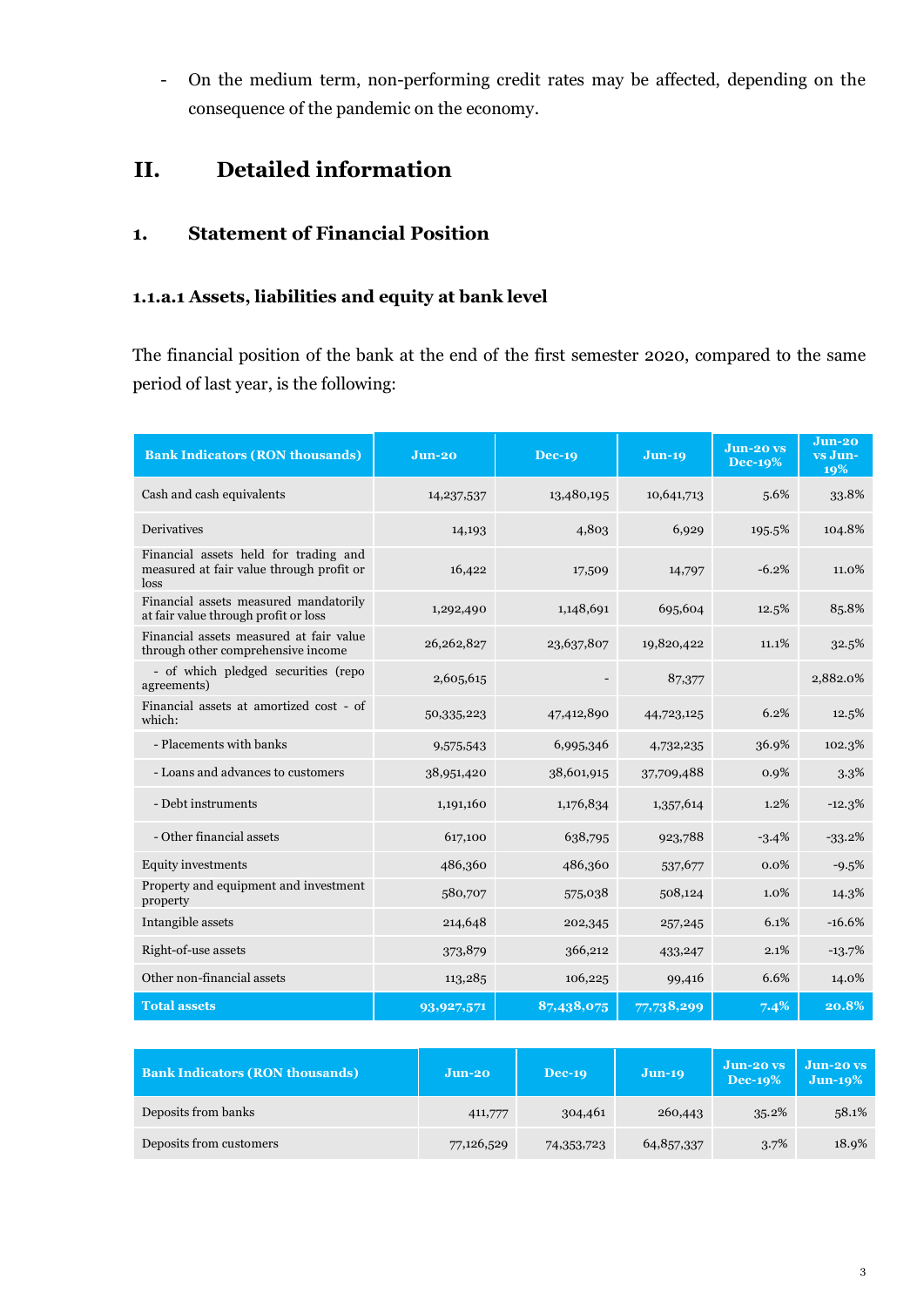- On the medium term, non-performing credit rates may be affected, depending on the consequence of the pandemic on the economy.

# II. Detailed information

## 1. Statement of Financial Position

### 1.1.a.1 Assets, liabilities and equity at bank level

The financial position of the bank at the end of the first semester 2020, compared to the same period of last year, is the following:

| Bank Indicators (RON thousands) | Jun-20 | Dec-19 | Jun-19 | Jun-20 vs Dec-19% | Jun-20 vs Jun-19% |
|---|---|---|---|---|---|
| Cash and cash equivalents | 14,237,537 | 13,480,195 | 10,641,713 | 5.6% | 33.8% |
| Derivatives | 14,193 | 4,803 | 6,929 | 195.5% | 104.8% |
| Financial assets held for trading and measured at fair value through profit or loss | 16,422 | 17,509 | 14,797 | -6.2% | 11.0% |
| Financial assets measured mandatorily at fair value through profit or loss | 1,292,490 | 1,148,691 | 695,604 | 12.5% | 85.8% |
| Financial assets measured at fair value through other comprehensive income | 26,262,827 | 23,637,807 | 19,820,422 | 11.1% | 32.5% |
| - of which pledged securities (repo agreements) | 2,605,615 | - | 87,377 | | 2,882.0% |
| Financial assets at amortized cost - of which: | 50,335,223 | 47,412,890 | 44,723,125 | 6.2% | 12.5% |
| - Placements with banks | 9,575,543 | 6,995,346 | 4,732,235 | 36.9% | 102.3% |
| - Loans and advances to customers | 38,951,420 | 38,601,915 | 37,709,488 | 0.9% | 3.3% |
| - Debt instruments | 1,191,160 | 1,176,834 | 1,357,614 | 1.2% | -12.3% |
| - Other financial assets | 617,100 | 638,795 | 923,788 | -3.4% | -33.2% |
| Equity investments | 486,360 | 486,360 | 537,677 | 0.0% | -9.5% |
| Property and equipment and investment property | 580,707 | 575,038 | 508,124 | 1.0% | 14.3% |
| Intangible assets | 214,648 | 202,345 | 257,245 | 6.1% | -16.6% |
| Right-of-use assets | 373,879 | 366,212 | 433,247 | 2.1% | -13.7% |
| Other non-financial assets | 113,285 | 106,225 | 99,416 | 6.6% | 14.0% |
| **Total assets** | **93,927,571** | **87,438,075** | **77,738,299** | **7.4%** | **20.8%** |

| Bank Indicators (RON thousands) | Jun-20 | Dec-19 | Jun-19 | Jun-20 vs Dec-19% | Jun-20 vs Jun-19% |
|---|---|---|---|---|---|
| Deposits from banks | 411,777 | 304,461 | 260,443 | 35.2% | 58.1% |
| Deposits from customers | 77,126,529 | 74,353,723 | 64,857,337 | 3.7% | 18.9% |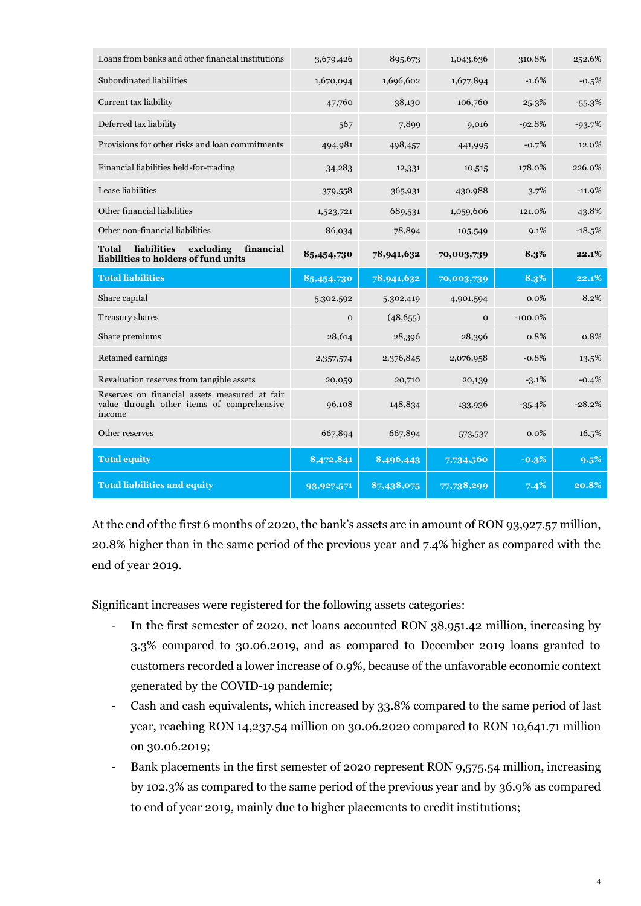| | | | | | |
|---|---|---|---|---|---|
| Loans from banks and other financial institutions | 3,679,426 | 895,673 | 1,043,636 | 310.8% | 252.6% |
| Subordinated liabilities | 1,670,094 | 1,696,602 | 1,677,894 | -1.6% | -0.5% |
| Current tax liability | 47,760 | 38,130 | 106,760 | 25.3% | -55.3% |
| Deferred tax liability | 567 | 7,899 | 9,016 | -92.8% | -93.7% |
| Provisions for other risks and loan commitments | 494,981 | 498,457 | 441,995 | -0.7% | 12.0% |
| Financial liabilities held-for-trading | 34,283 | 12,331 | 10,515 | 178.0% | 226.0% |
| Lease liabilities | 379,558 | 365,931 | 430,988 | 3.7% | -11.9% |
| Other financial liabilities | 1,523,721 | 689,531 | 1,059,606 | 121.0% | 43.8% |
| Other non-financial liabilities | 86,034 | 78,894 | 105,549 | 9.1% | -18.5% |
| **Total liabilities excluding financial liabilities to holders of fund units** | **85,454,730** | **78,941,632** | **70,003,739** | **8.3%** | **22.1%** |
| **Total liabilities** | **85,454,730** | **78,941,632** | **70,003,739** | **8.3%** | **22.1%** |
| Share capital | 5,302,592 | 5,302,419 | 4,901,594 | 0.0% | 8.2% |
| Treasury shares | 0 | (48,655) | 0 | -100.0% | |
| Share premiums | 28,614 | 28,396 | 28,396 | 0.8% | 0.8% |
| Retained earnings | 2,357,574 | 2,376,845 | 2,076,958 | -0.8% | 13.5% |
| Revaluation reserves from tangible assets | 20,059 | 20,710 | 20,139 | -3.1% | -0.4% |
| Reserves on financial assets measured at fair value through other items of comprehensive income | 96,108 | 148,834 | 133,936 | -35.4% | -28.2% |
| Other reserves | 667,894 | 667,894 | 573,537 | 0.0% | 16.5% |
| **Total equity** | **8,472,841** | **8,496,443** | **7,734,560** | **-0.3%** | **9.5%** |
| **Total liabilities and equity** | **93,927,571** | **87,438,075** | **77,738,299** | **7.4%** | **20.8%** |

At the end of the first 6 months of 2020, the bank's assets are in amount of RON 93,927.57 million, 20.8% higher than in the same period of the previous year and 7.4% higher as compared with the end of year 2019.

Significant increases were registered for the following assets categories:

- In the first semester of 2020, net loans accounted RON 38,951.42 million, increasing by 3.3% compared to 30.06.2019, and as compared to December 2019 loans granted to customers recorded a lower increase of 0.9%, because of the unfavorable economic context generated by the COVID-19 pandemic;
- Cash and cash equivalents, which increased by 33.8% compared to the same period of last year, reaching RON 14,237.54 million on 30.06.2020 compared to RON 10,641.71 million on 30.06.2019;
- Bank placements in the first semester of 2020 represent RON 9,575.54 million, increasing by 102.3% as compared to the same period of the previous year and by 36.9% as compared to end of year 2019, mainly due to higher placements to credit institutions;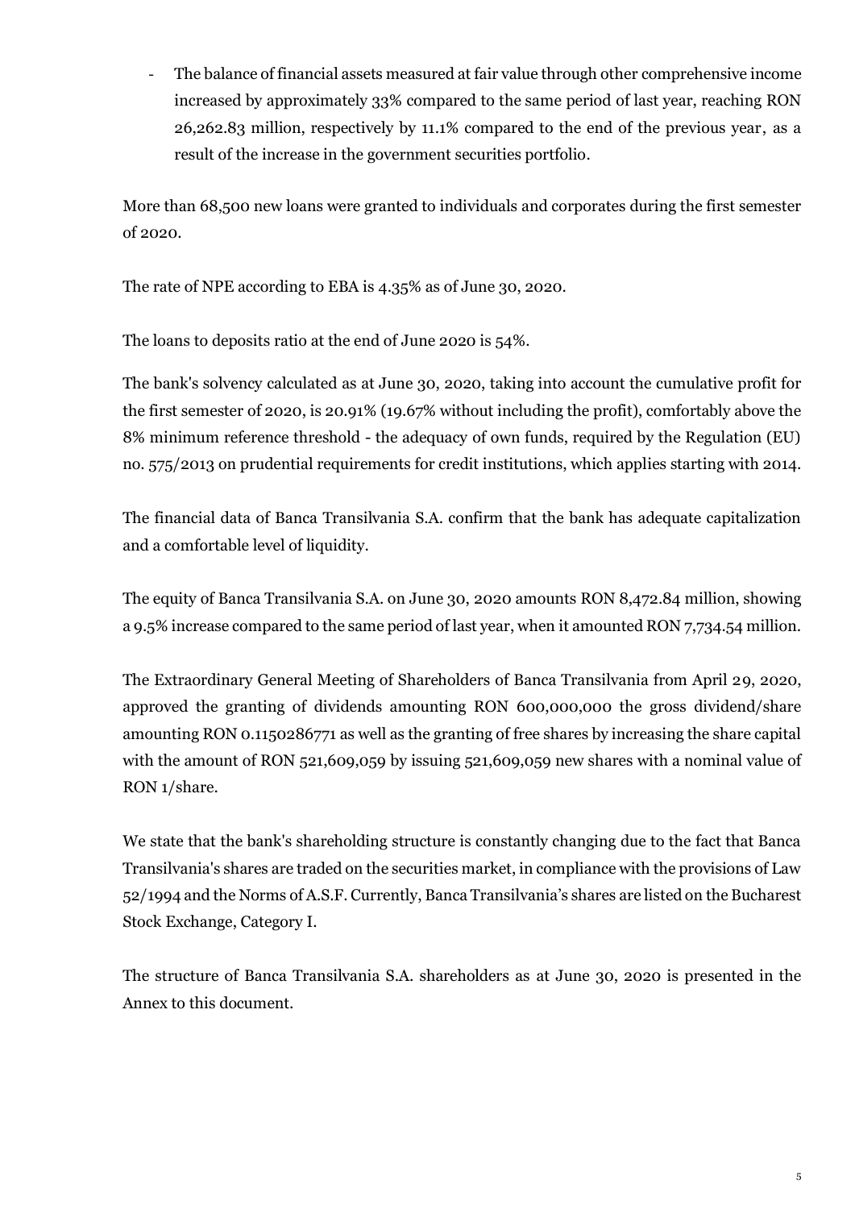- The balance of financial assets measured at fair value through other comprehensive income increased by approximately 33% compared to the same period of last year, reaching RON 26,262.83 million, respectively by 11.1% compared to the end of the previous year, as a result of the increase in the government securities portfolio.

More than 68,500 new loans were granted to individuals and corporates during the first semester of 2020.

The rate of NPE according to EBA is 4.35% as of June 30, 2020.

The loans to deposits ratio at the end of June 2020 is 54%.

The bank's solvency calculated as at June 30, 2020, taking into account the cumulative profit for the first semester of 2020, is 20.91% (19.67% without including the profit), comfortably above the 8% minimum reference threshold - the adequacy of own funds, required by the Regulation (EU) no. 575/2013 on prudential requirements for credit institutions, which applies starting with 2014.

The financial data of Banca Transilvania S.A. confirm that the bank has adequate capitalization and a comfortable level of liquidity.

The equity of Banca Transilvania S.A. on June 30, 2020 amounts RON 8,472.84 million, showing a 9.5% increase compared to the same period of last year, when it amounted RON 7,734.54 million.

The Extraordinary General Meeting of Shareholders of Banca Transilvania from April 29, 2020, approved the granting of dividends amounting RON 600,000,000 the gross dividend/share amounting RON 0.1150286771 as well as the granting of free shares by increasing the share capital with the amount of RON 521,609,059 by issuing 521,609,059 new shares with a nominal value of RON 1/share.

We state that the bank's shareholding structure is constantly changing due to the fact that Banca Transilvania's shares are traded on the securities market, in compliance with the provisions of Law 52/1994 and the Norms of A.S.F. Currently, Banca Transilvania's shares are listed on the Bucharest Stock Exchange, Category I.

The structure of Banca Transilvania S.A. shareholders as at June 30, 2020 is presented in the Annex to this document.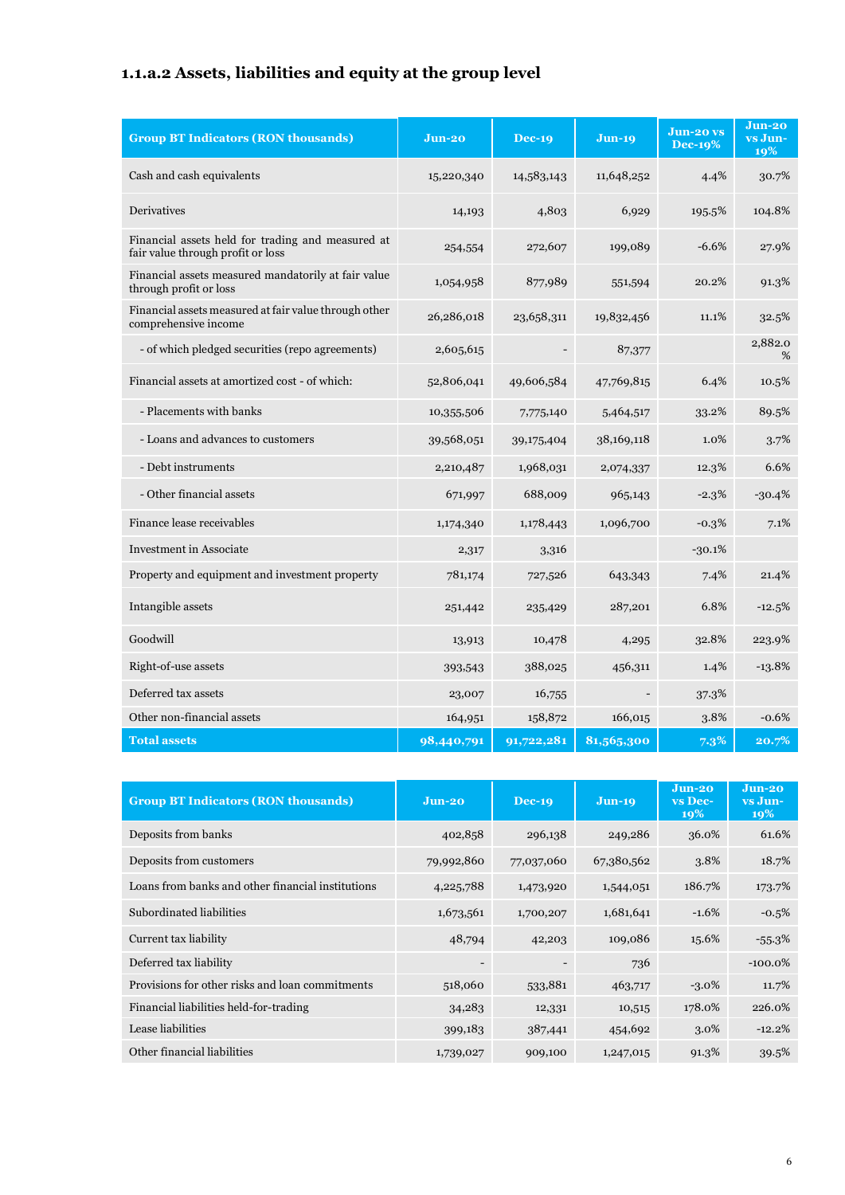### 1.1.a.2 Assets, liabilities and equity at the group level

| Group BT Indicators (RON thousands) | Jun-20 | Dec-19 | Jun-19 | Jun-20 vs Dec-19% | Jun-20 vs Jun-19% |
|---|---|---|---|---|---|
| Cash and cash equivalents | 15,220,340 | 14,583,143 | 11,648,252 | 4.4% | 30.7% |
| Derivatives | 14,193 | 4,803 | 6,929 | 195.5% | 104.8% |
| Financial assets held for trading and measured at fair value through profit or loss | 254,554 | 272,607 | 199,089 | -6.6% | 27.9% |
| Financial assets measured mandatorily at fair value through profit or loss | 1,054,958 | 877,989 | 551,594 | 20.2% | 91.3% |
| Financial assets measured at fair value through other comprehensive income | 26,286,018 | 23,658,311 | 19,832,456 | 11.1% | 32.5% |
| - of which pledged securities (repo agreements) | 2,605,615 | - | 87,377 | | 2,882.0 % |
| Financial assets at amortized cost - of which: | 52,806,041 | 49,606,584 | 47,769,815 | 6.4% | 10.5% |
| - Placements with banks | 10,355,506 | 7,775,140 | 5,464,517 | 33.2% | 89.5% |
| - Loans and advances to customers | 39,568,051 | 39,175,404 | 38,169,118 | 1.0% | 3.7% |
| - Debt instruments | 2,210,487 | 1,968,031 | 2,074,337 | 12.3% | 6.6% |
| - Other financial assets | 671,997 | 688,009 | 965,143 | -2.3% | -30.4% |
| Finance lease receivables | 1,174,340 | 1,178,443 | 1,096,700 | -0.3% | 7.1% |
| Investment in Associate | 2,317 | 3,316 | | -30.1% | |
| Property and equipment and investment property | 781,174 | 727,526 | 643,343 | 7.4% | 21.4% |
| Intangible assets | 251,442 | 235,429 | 287,201 | 6.8% | -12.5% |
| Goodwill | 13,913 | 10,478 | 4,295 | 32.8% | 223.9% |
| Right-of-use assets | 393,543 | 388,025 | 456,311 | 1.4% | -13.8% |
| Deferred tax assets | 23,007 | 16,755 | - | 37.3% | |
| Other non-financial assets | 164,951 | 158,872 | 166,015 | 3.8% | -0.6% |
| **Total assets** | **98,440,791** | **91,722,281** | **81,565,300** | **7.3%** | **20.7%** |

| Group BT Indicators (RON thousands) | Jun-20 | Dec-19 | Jun-19 | Jun-20 vs Dec-19% | Jun-20 vs Jun-19% |
|---|---|---|---|---|---|
| Deposits from banks | 402,858 | 296,138 | 249,286 | 36.0% | 61.6% |
| Deposits from customers | 79,992,860 | 77,037,060 | 67,380,562 | 3.8% | 18.7% |
| Loans from banks and other financial institutions | 4,225,788 | 1,473,920 | 1,544,051 | 186.7% | 173.7% |
| Subordinated liabilities | 1,673,561 | 1,700,207 | 1,681,641 | -1.6% | -0.5% |
| Current tax liability | 48,794 | 42,203 | 109,086 | 15.6% | -55.3% |
| Deferred tax liability | - | - | 736 | | -100.0% |
| Provisions for other risks and loan commitments | 518,060 | 533,881 | 463,717 | -3.0% | 11.7% |
| Financial liabilities held-for-trading | 34,283 | 12,331 | 10,515 | 178.0% | 226.0% |
| Lease liabilities | 399,183 | 387,441 | 454,692 | 3.0% | -12.2% |
| Other financial liabilities | 1,739,027 | 909,100 | 1,247,015 | 91.3% | 39.5% |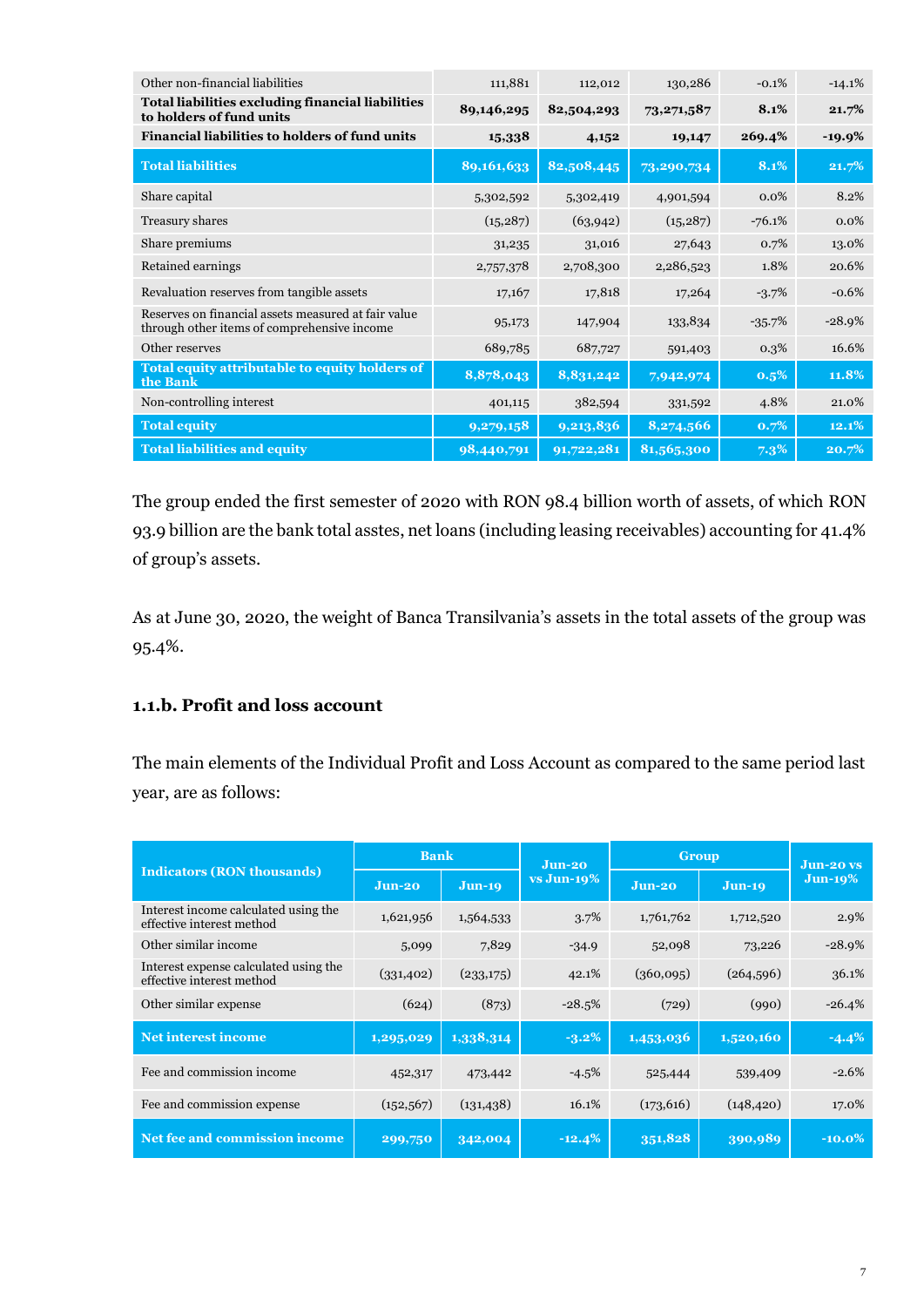| | | | | | |
|---|---|---|---|---|---|
| Other non-financial liabilities | 111,881 | 112,012 | 130,286 | -0.1% | -14.1% |
| **Total liabilities excluding financial liabilities to holders of fund units** | **89,146,295** | **82,504,293** | **73,271,587** | **8.1%** | **21.7%** |
| **Financial liabilities to holders of fund units** | **15,338** | **4,152** | **19,147** | **269.4%** | **-19.9%** |
| **Total liabilities** | **89,161,633** | **82,508,445** | **73,290,734** | **8.1%** | **21.7%** |
| Share capital | 5,302,592 | 5,302,419 | 4,901,594 | 0.0% | 8.2% |
| Treasury shares | (15,287) | (63,942) | (15,287) | -76.1% | 0.0% |
| Share premiums | 31,235 | 31,016 | 27,643 | 0.7% | 13.0% |
| Retained earnings | 2,757,378 | 2,708,300 | 2,286,523 | 1.8% | 20.6% |
| Revaluation reserves from tangible assets | 17,167 | 17,818 | 17,264 | -3.7% | -0.6% |
| Reserves on financial assets measured at fair value through other items of comprehensive income | 95,173 | 147,904 | 133,834 | -35.7% | -28.9% |
| Other reserves | 689,785 | 687,727 | 591,403 | 0.3% | 16.6% |
| **Total equity attributable to equity holders of the Bank** | **8,878,043** | **8,831,242** | **7,942,974** | **0.5%** | **11.8%** |
| Non-controlling interest | 401,115 | 382,594 | 331,592 | 4.8% | 21.0% |
| **Total equity** | **9,279,158** | **9,213,836** | **8,274,566** | **0.7%** | **12.1%** |
| **Total liabilities and equity** | **98,440,791** | **91,722,281** | **81,565,300** | **7.3%** | **20.7%** |

The group ended the first semester of 2020 with RON 98.4 billion worth of assets, of which RON 93.9 billion are the bank total asstes, net loans (including leasing receivables) accounting for 41.4% of group's assets.

As at June 30, 2020, the weight of Banca Transilvania's assets in the total assets of the group was 95.4%.

### 1.1.b. Profit and loss account

The main elements of the Individual Profit and Loss Account as compared to the same period last year, are as follows:

| Indicators (RON thousands) | Bank | | Jun-20 vs Jun-19% | Group | | Jun-20 vs Jun-19% |
|---|---|---|---|---|---|---|
| | Jun-20 | Jun-19 | | Jun-20 | Jun-19 | |
| Interest income calculated using the effective interest method | 1,621,956 | 1,564,533 | 3.7% | 1,761,762 | 1,712,520 | 2.9% |
| Other similar income | 5,099 | 7,829 | -34.9 | 52,098 | 73,226 | -28.9% |
| Interest expense calculated using the effective interest method | (331,402) | (233,175) | 42.1% | (360,095) | (264,596) | 36.1% |
| Other similar expense | (624) | (873) | -28.5% | (729) | (990) | -26.4% |
| **Net interest income** | **1,295,029** | **1,338,314** | **-3.2%** | **1,453,036** | **1,520,160** | **-4.4%** |
| Fee and commission income | 452,317 | 473,442 | -4.5% | 525,444 | 539,409 | -2.6% |
| Fee and commission expense | (152,567) | (131,438) | 16.1% | (173,616) | (148,420) | 17.0% |
| **Net fee and commission income** | **299,750** | **342,004** | **-12.4%** | **351,828** | **390,989** | **-10.0%** |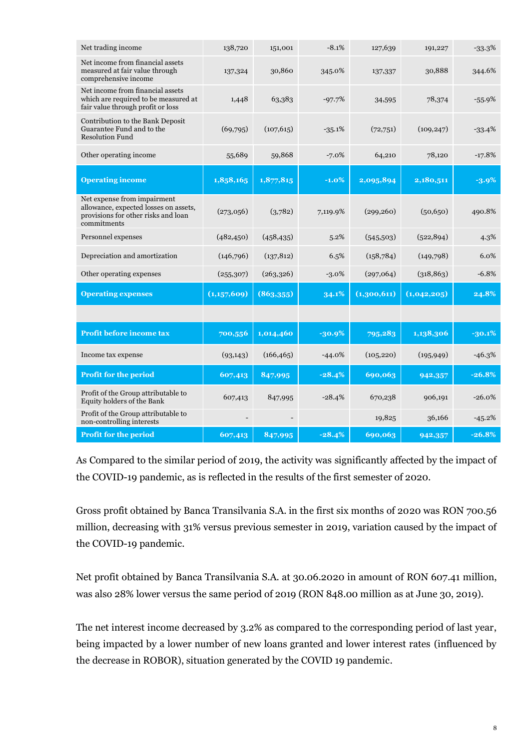| | | | | | | |
|---|---|---|---|---|---|---|
| Net trading income | 138,720 | 151,001 | -8.1% | 127,639 | 191,227 | -33.3% |
| Net income from financial assets measured at fair value through comprehensive income | 137,324 | 30,860 | 345.0% | 137,337 | 30,888 | 344.6% |
| Net income from financial assets which are required to be measured at fair value through profit or loss | 1,448 | 63,383 | -97.7% | 34,595 | 78,374 | -55.9% |
| Contribution to the Bank Deposit Guarantee Fund and to the Resolution Fund | (69,795) | (107,615) | -35.1% | (72,751) | (109,247) | -33.4% |
| Other operating income | 55,689 | 59,868 | -7.0% | 64,210 | 78,120 | -17.8% |
| **Operating income** | **1,858,165** | **1,877,815** | **-1.0%** | **2,095,894** | **2,180,511** | **-3.9%** |
| Net expense from impairment allowance, expected losses on assets, provisions for other risks and loan commitments | (273,056) | (3,782) | 7,119.9% | (299,260) | (50,650) | 490.8% |
| Personnel expenses | (482,450) | (458,435) | 5.2% | (545,503) | (522,894) | 4.3% |
| Depreciation and amortization | (146,796) | (137,812) | 6.5% | (158,784) | (149,798) | 6.0% |
| Other operating expenses | (255,307) | (263,326) | -3.0% | (297,064) | (318,863) | -6.8% |
| **Operating expenses** | **(1,157,609)** | **(863,355)** | **34.1%** | **(1,300,611)** | **(1,042,205)** | **24.8%** |
| | | | | | | |
| **Profit before income tax** | **700,556** | **1,014,460** | **-30.9%** | **795,283** | **1,138,306** | **-30.1%** |
| Income tax expense | (93,143) | (166,465) | -44.0% | (105,220) | (195,949) | -46.3% |
| **Profit for the period** | **607,413** | **847,995** | **-28.4%** | **690,063** | **942,357** | **-26.8%** |
| Profit of the Group attributable to Equity holders of the Bank | 607,413 | 847,995 | -28.4% | 670,238 | 906,191 | -26.0% |
| Profit of the Group attributable to non-controlling interests | - | - | | 19,825 | 36,166 | -45.2% |
| **Profit for the period** | **607,413** | **847,995** | **-28.4%** | **690,063** | **942,357** | **-26.8%** |

As Compared to the similar period of 2019, the activity was significantly affected by the impact of the COVID-19 pandemic, as is reflected in the results of the first semester of 2020.

Gross profit obtained by Banca Transilvania S.A. in the first six months of 2020 was RON 700.56 million, decreasing with 31% versus previous semester in 2019, variation caused by the impact of the COVID-19 pandemic.

Net profit obtained by Banca Transilvania S.A. at 30.06.2020 in amount of RON 607.41 million, was also 28% lower versus the same period of 2019 (RON 848.00 million as at June 30, 2019).

The net interest income decreased by 3.2% as compared to the corresponding period of last year, being impacted by a lower number of new loans granted and lower interest rates (influenced by the decrease in ROBOR), situation generated by the COVID 19 pandemic.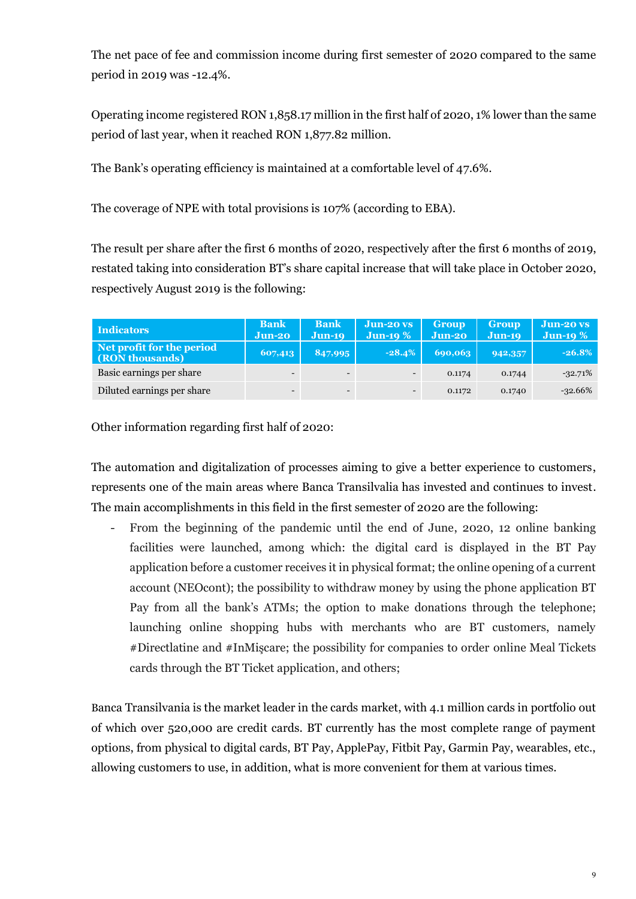The net pace of fee and commission income during first semester of 2020 compared to the same period in 2019 was -12.4%.

Operating income registered RON 1,858.17 million in the first half of 2020, 1% lower than the same period of last year, when it reached RON 1,877.82 million.

The Bank's operating efficiency is maintained at a comfortable level of 47.6%.

The coverage of NPE with total provisions is 107% (according to EBA).

The result per share after the first 6 months of 2020, respectively after the first 6 months of 2019, restated taking into consideration BT's share capital increase that will take place in October 2020, respectively August 2019 is the following:

| Indicators | Bank Jun-20 | Bank Jun-19 | Jun-20 vs Jun-19 % | Group Jun-20 | Group Jun-19 | Jun-20 vs Jun-19 % |
|---|---|---|---|---|---|---|
| **Net profit for the period (RON thousands)** | **607,413** | **847,995** | **-28.4%** | **690,063** | **942,357** | **-26.8%** |
| Basic earnings per share | - | - | - | 0.1174 | 0.1744 | -32.71% |
| Diluted earnings per share | - | - | - | 0.1172 | 0.1740 | -32.66% |

Other information regarding first half of 2020:

The automation and digitalization of processes aiming to give a better experience to customers, represents one of the main areas where Banca Transilvalia has invested and continues to invest. The main accomplishments in this field in the first semester of 2020 are the following:

- From the beginning of the pandemic until the end of June, 2020, 12 online banking facilities were launched, among which: the digital card is displayed in the BT Pay application before a customer receives it in physical format; the online opening of a current account (NEOcont); the possibility to withdraw money by using the phone application BT Pay from all the bank's ATMs; the option to make donations through the telephone; launching online shopping hubs with merchants who are BT customers, namely #Directlatine and #InMişcare; the possibility for companies to order online Meal Tickets cards through the BT Ticket application, and others;

Banca Transilvania is the market leader in the cards market, with 4.1 million cards in portfolio out of which over 520,000 are credit cards. BT currently has the most complete range of payment options, from physical to digital cards, BT Pay, ApplePay, Fitbit Pay, Garmin Pay, wearables, etc., allowing customers to use, in addition, what is more convenient for them at various times.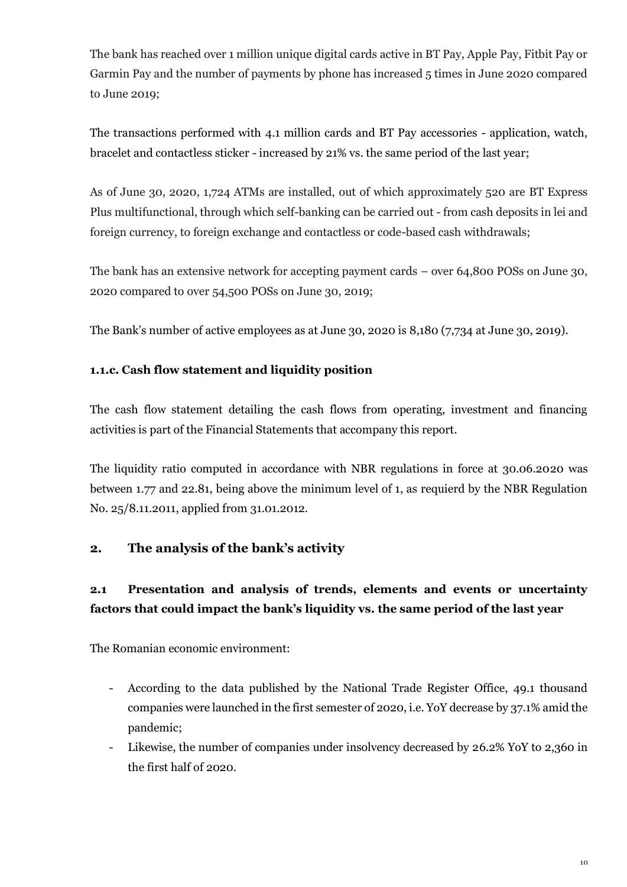The bank has reached over 1 million unique digital cards active in BT Pay, Apple Pay, Fitbit Pay or Garmin Pay and the number of payments by phone has increased 5 times in June 2020 compared to June 2019;

The transactions performed with 4.1 million cards and BT Pay accessories - application, watch, bracelet and contactless sticker - increased by 21% vs. the same period of the last year;

As of June 30, 2020, 1,724 ATMs are installed, out of which approximately 520 are BT Express Plus multifunctional, through which self-banking can be carried out - from cash deposits in lei and foreign currency, to foreign exchange and contactless or code-based cash withdrawals;

The bank has an extensive network for accepting payment cards – over 64,800 POSs on June 30, 2020 compared to over 54,500 POSs on June 30, 2019;

The Bank's number of active employees as at June 30, 2020 is 8,180 (7,734 at June 30, 2019).

#### 1.1.c. Cash flow statement and liquidity position

The cash flow statement detailing the cash flows from operating, investment and financing activities is part of the Financial Statements that accompany this report.

The liquidity ratio computed in accordance with NBR regulations in force at 30.06.2020 was between 1.77 and 22.81, being above the minimum level of 1, as requierd by the NBR Regulation No. 25/8.11.2011, applied from 31.01.2012.

## 2. The analysis of the bank's activity

### 2.1 Presentation and analysis of trends, elements and events or uncertainty factors that could impact the bank's liquidity vs. the same period of the last year

The Romanian economic environment:

- According to the data published by the National Trade Register Office, 49.1 thousand companies were launched in the first semester of 2020, i.e. YoY decrease by 37.1% amid the pandemic;
- Likewise, the number of companies under insolvency decreased by 26.2% YoY to 2,360 in the first half of 2020.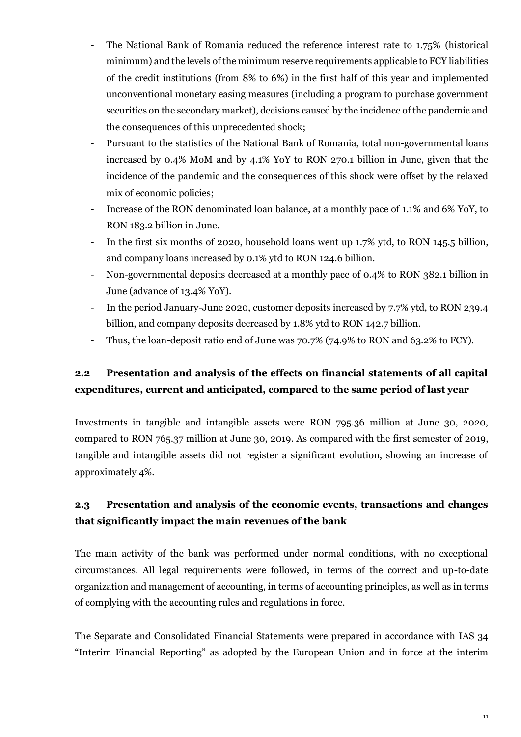- The National Bank of Romania reduced the reference interest rate to 1.75% (historical minimum) and the levels of the minimum reserve requirements applicable to FCY liabilities of the credit institutions (from 8% to 6%) in the first half of this year and implemented unconventional monetary easing measures (including a program to purchase government securities on the secondary market), decisions caused by the incidence of the pandemic and the consequences of this unprecedented shock;
- Pursuant to the statistics of the National Bank of Romania, total non-governmental loans increased by 0.4% MoM and by 4.1% YoY to RON 270.1 billion in June, given that the incidence of the pandemic and the consequences of this shock were offset by the relaxed mix of economic policies;
- Increase of the RON denominated loan balance, at a monthly pace of 1.1% and 6% YoY, to RON 183.2 billion in June.
- In the first six months of 2020, household loans went up 1.7% ytd, to RON 145.5 billion, and company loans increased by 0.1% ytd to RON 124.6 billion.
- Non-governmental deposits decreased at a monthly pace of 0.4% to RON 382.1 billion in June (advance of 13.4% YoY).
- In the period January-June 2020, customer deposits increased by 7.7% ytd, to RON 239.4 billion, and company deposits decreased by 1.8% ytd to RON 142.7 billion.
- Thus, the loan-deposit ratio end of June was 70.7% (74.9% to RON and 63.2% to FCY).

## 2.2 Presentation and analysis of the effects on financial statements of all capital expenditures, current and anticipated, compared to the same period of last year

Investments in tangible and intangible assets were RON 795.36 million at June 30, 2020, compared to RON 765.37 million at June 30, 2019. As compared with the first semester of 2019, tangible and intangible assets did not register a significant evolution, showing an increase of approximately 4%.

## 2.3 Presentation and analysis of the economic events, transactions and changes that significantly impact the main revenues of the bank

The main activity of the bank was performed under normal conditions, with no exceptional circumstances. All legal requirements were followed, in terms of the correct and up-to-date organization and management of accounting, in terms of accounting principles, as well as in terms of complying with the accounting rules and regulations in force.

The Separate and Consolidated Financial Statements were prepared in accordance with IAS 34 "Interim Financial Reporting" as adopted by the European Union and in force at the interim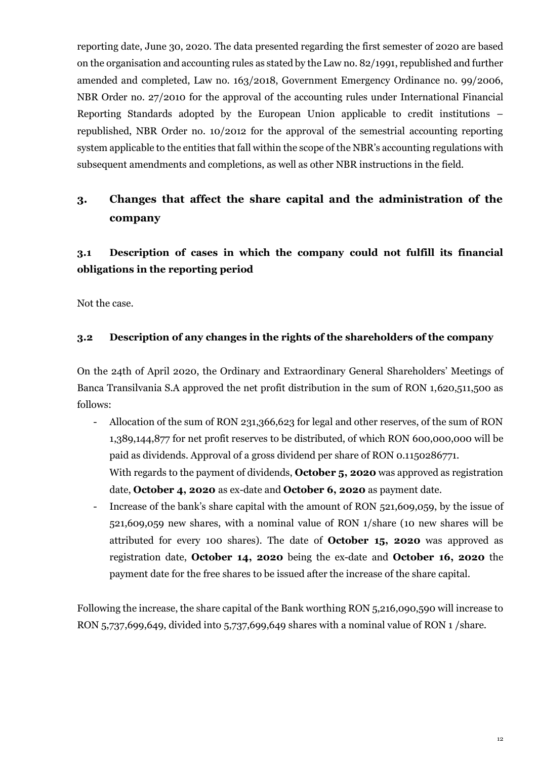reporting date, June 30, 2020. The data presented regarding the first semester of 2020 are based on the organisation and accounting rules as stated by the Law no. 82/1991, republished and further amended and completed, Law no. 163/2018, Government Emergency Ordinance no. 99/2006, NBR Order no. 27/2010 for the approval of the accounting rules under International Financial Reporting Standards adopted by the European Union applicable to credit institutions – republished, NBR Order no. 10/2012 for the approval of the semestrial accounting reporting system applicable to the entities that fall within the scope of the NBR's accounting regulations with subsequent amendments and completions, as well as other NBR instructions in the field.

## 3. Changes that affect the share capital and the administration of the company

### 3.1 Description of cases in which the company could not fulfill its financial obligations in the reporting period

Not the case.

### 3.2 Description of any changes in the rights of the shareholders of the company

On the 24th of April 2020, the Ordinary and Extraordinary General Shareholders' Meetings of Banca Transilvania S.A approved the net profit distribution in the sum of RON 1,620,511,500 as follows:

- Allocation of the sum of RON 231,366,623 for legal and other reserves, of the sum of RON 1,389,144,877 for net profit reserves to be distributed, of which RON 600,000,000 will be paid as dividends. Approval of a gross dividend per share of RON 0.1150286771.
  With regards to the payment of dividends, **October 5, 2020** was approved as registration date, **October 4, 2020** as ex-date and **October 6, 2020** as payment date.
- Increase of the bank's share capital with the amount of RON 521,609,059, by the issue of 521,609,059 new shares, with a nominal value of RON 1/share (10 new shares will be attributed for every 100 shares). The date of **October 15, 2020** was approved as registration date, **October 14, 2020** being the ex-date and **October 16, 2020** the payment date for the free shares to be issued after the increase of the share capital.

Following the increase, the share capital of the Bank worthing RON 5,216,090,590 will increase to RON 5,737,699,649, divided into 5,737,699,649 shares with a nominal value of RON 1 /share.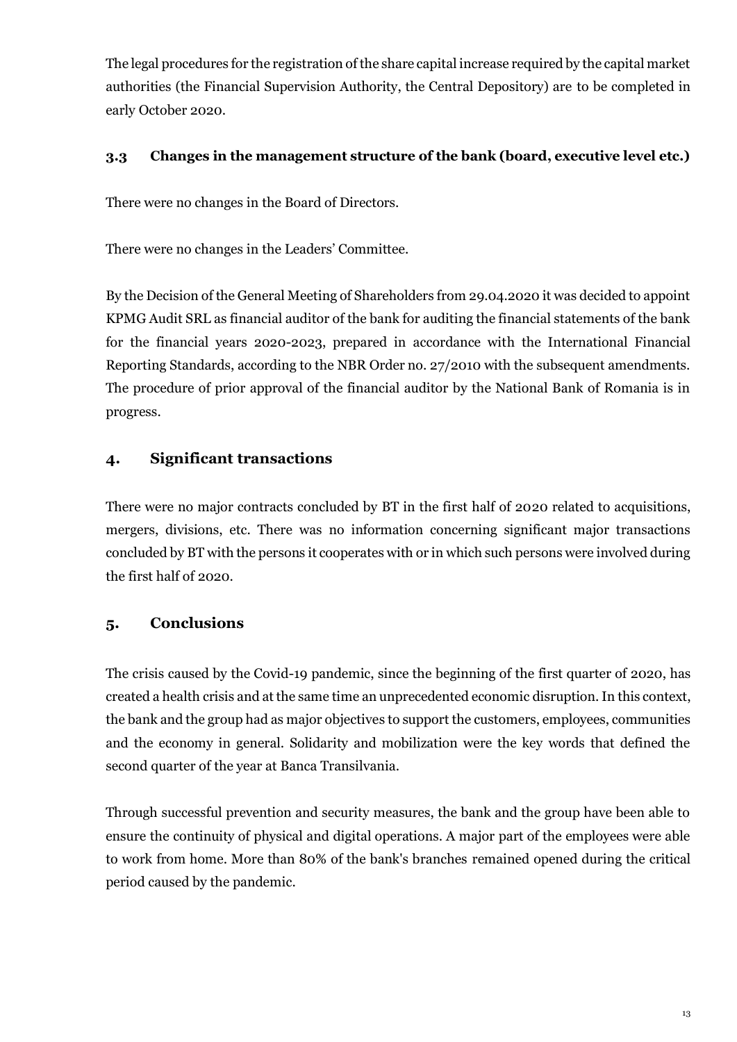The legal procedures for the registration of the share capital increase required by the capital market authorities (the Financial Supervision Authority, the Central Depository) are to be completed in early October 2020.

### 3.3 Changes in the management structure of the bank (board, executive level etc.)

There were no changes in the Board of Directors.

There were no changes in the Leaders' Committee.

By the Decision of the General Meeting of Shareholders from 29.04.2020 it was decided to appoint KPMG Audit SRL as financial auditor of the bank for auditing the financial statements of the bank for the financial years 2020-2023, prepared in accordance with the International Financial Reporting Standards, according to the NBR Order no. 27/2010 with the subsequent amendments. The procedure of prior approval of the financial auditor by the National Bank of Romania is in progress.

## 4. Significant transactions

There were no major contracts concluded by BT in the first half of 2020 related to acquisitions, mergers, divisions, etc. There was no information concerning significant major transactions concluded by BT with the persons it cooperates with or in which such persons were involved during the first half of 2020.

## 5. Conclusions

The crisis caused by the Covid-19 pandemic, since the beginning of the first quarter of 2020, has created a health crisis and at the same time an unprecedented economic disruption. In this context, the bank and the group had as major objectives to support the customers, employees, communities and the economy in general. Solidarity and mobilization were the key words that defined the second quarter of the year at Banca Transilvania.

Through successful prevention and security measures, the bank and the group have been able to ensure the continuity of physical and digital operations. A major part of the employees were able to work from home. More than 80% of the bank's branches remained opened during the critical period caused by the pandemic.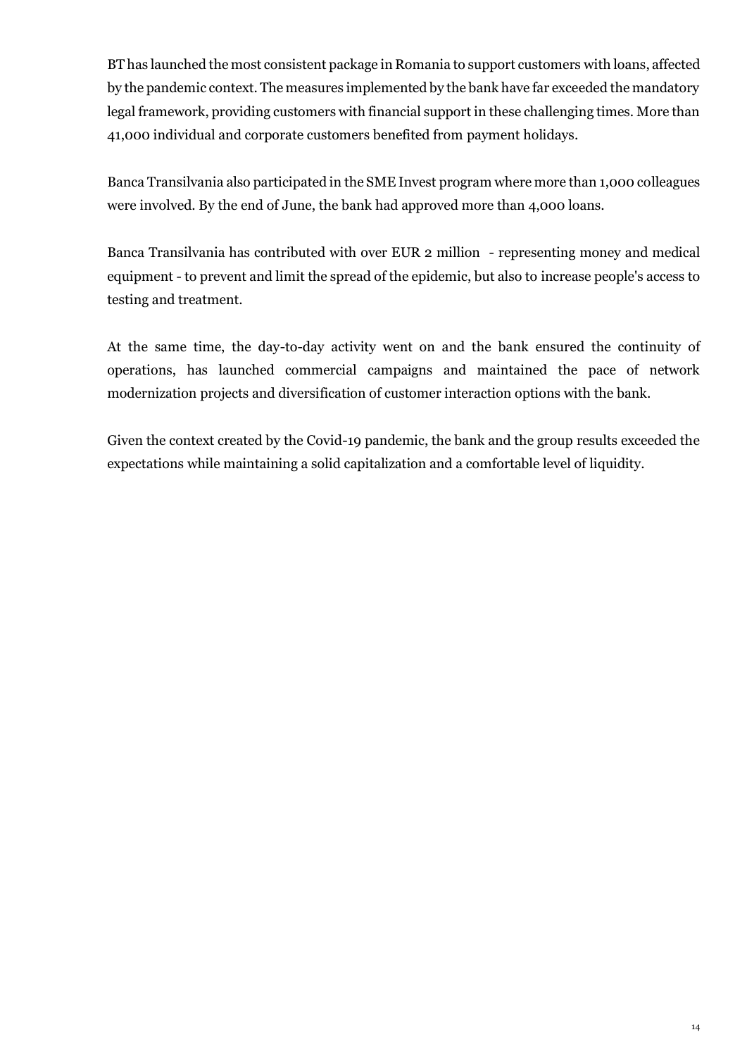BT has launched the most consistent package in Romania to support customers with loans, affected by the pandemic context. The measures implemented by the bank have far exceeded the mandatory legal framework, providing customers with financial support in these challenging times. More than 41,000 individual and corporate customers benefited from payment holidays.

Banca Transilvania also participated in the SME Invest program where more than 1,000 colleagues were involved. By the end of June, the bank had approved more than 4,000 loans.

Banca Transilvania has contributed with over EUR 2 million - representing money and medical equipment - to prevent and limit the spread of the epidemic, but also to increase people's access to testing and treatment.

At the same time, the day-to-day activity went on and the bank ensured the continuity of operations, has launched commercial campaigns and maintained the pace of network modernization projects and diversification of customer interaction options with the bank.

Given the context created by the Covid-19 pandemic, the bank and the group results exceeded the expectations while maintaining a solid capitalization and a comfortable level of liquidity.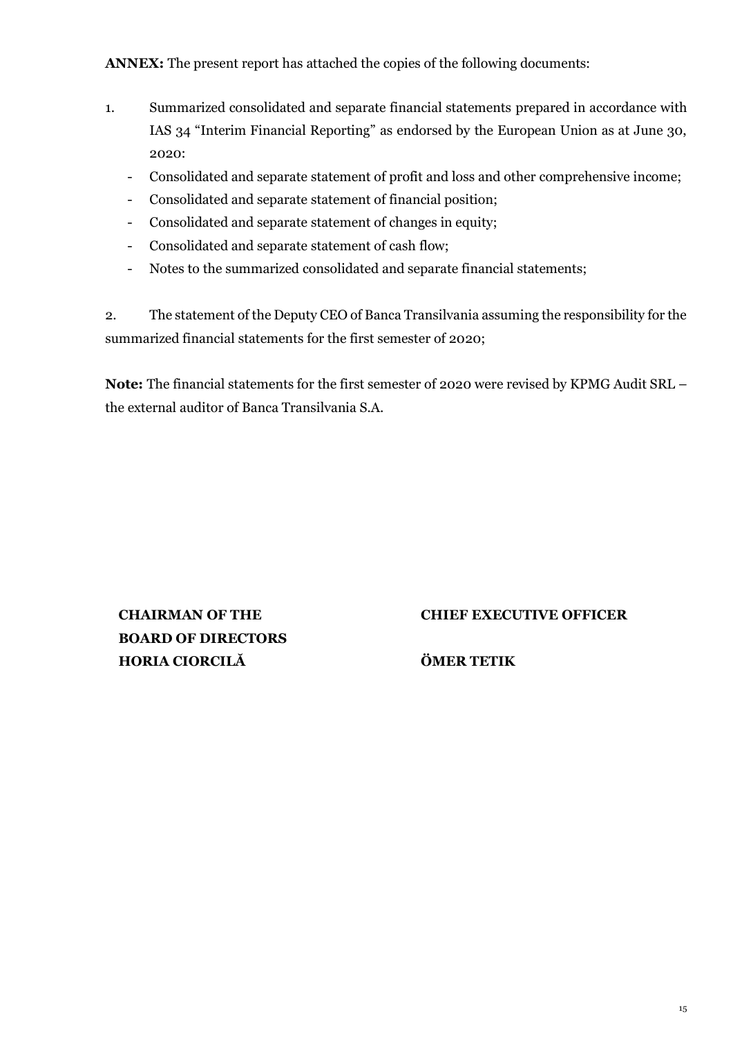**ANNEX:** The present report has attached the copies of the following documents:

1. Summarized consolidated and separate financial statements prepared in accordance with IAS 34 "Interim Financial Reporting" as endorsed by the European Union as at June 30, 2020:
   - Consolidated and separate statement of profit and loss and other comprehensive income;
   - Consolidated and separate statement of financial position;
   - Consolidated and separate statement of changes in equity;
   - Consolidated and separate statement of cash flow;
   - Notes to the summarized consolidated and separate financial statements;

2. The statement of the Deputy CEO of Banca Transilvania assuming the responsibility for the summarized financial statements for the first semester of 2020;

**Note:** The financial statements for the first semester of 2020 were revised by KPMG Audit SRL – the external auditor of Banca Transilvania S.A.

**CHAIRMAN OF THE BOARD OF DIRECTORS**
**HORIA CIORCILĂ**

**CHIEF EXECUTIVE OFFICER**

**ÖMER TETIK**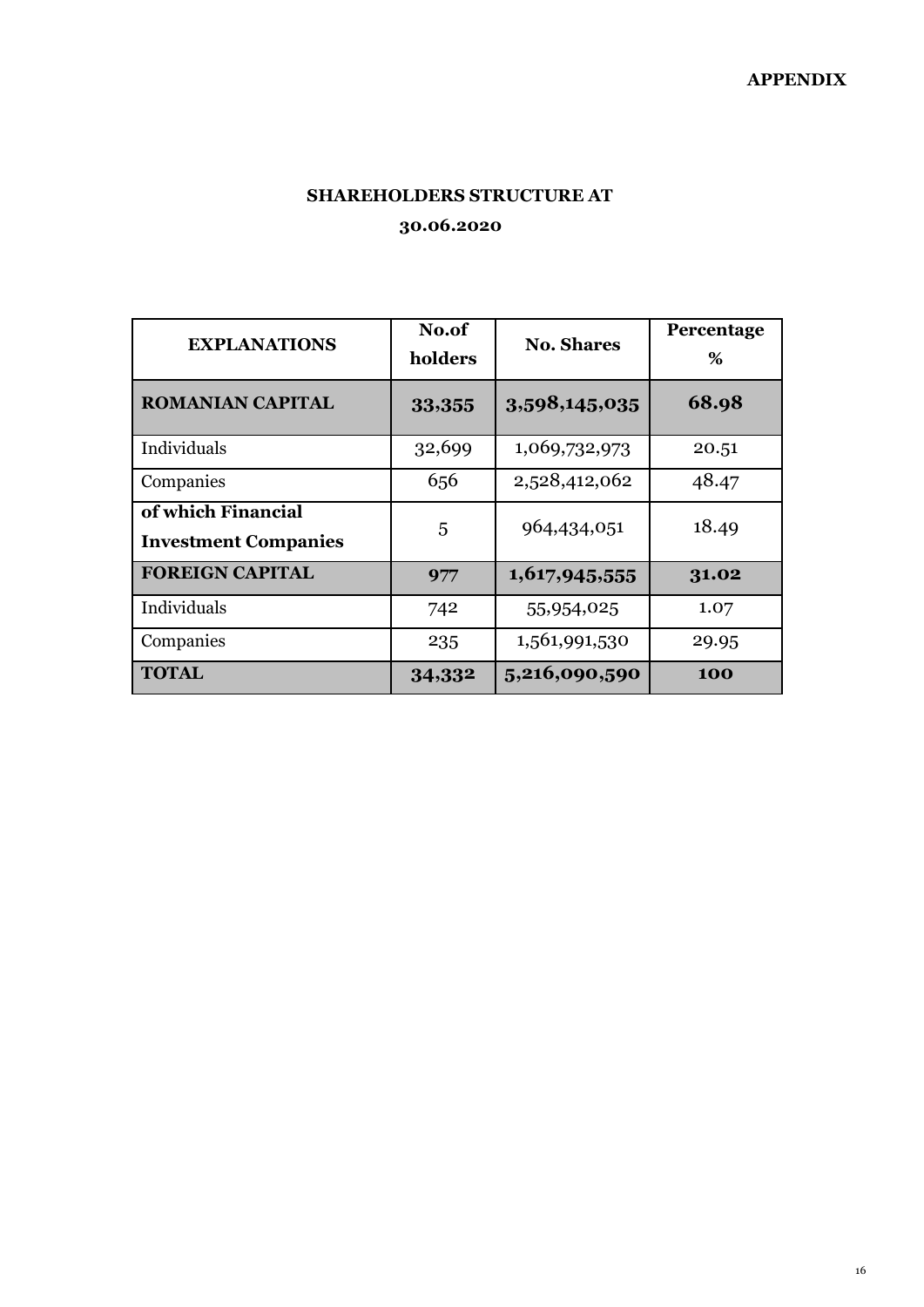**APPENDIX**

# SHAREHOLDERS STRUCTURE AT 30.06.2020

| EXPLANATIONS | No.of holders | No. Shares | Percentage % |
|---|---|---|---|
| **ROMANIAN CAPITAL** | **33,355** | **3,598,145,035** | **68.98** |
| Individuals | 32,699 | 1,069,732,973 | 20.51 |
| Companies | 656 | 2,528,412,062 | 48.47 |
| **of which Financial Investment Companies** | 5 | 964,434,051 | 18.49 |
| **FOREIGN CAPITAL** | **977** | **1,617,945,555** | **31.02** |
| Individuals | 742 | 55,954,025 | 1.07 |
| Companies | 235 | 1,561,991,530 | 29.95 |
| **TOTAL** | **34,332** | **5,216,090,590** | **100** |